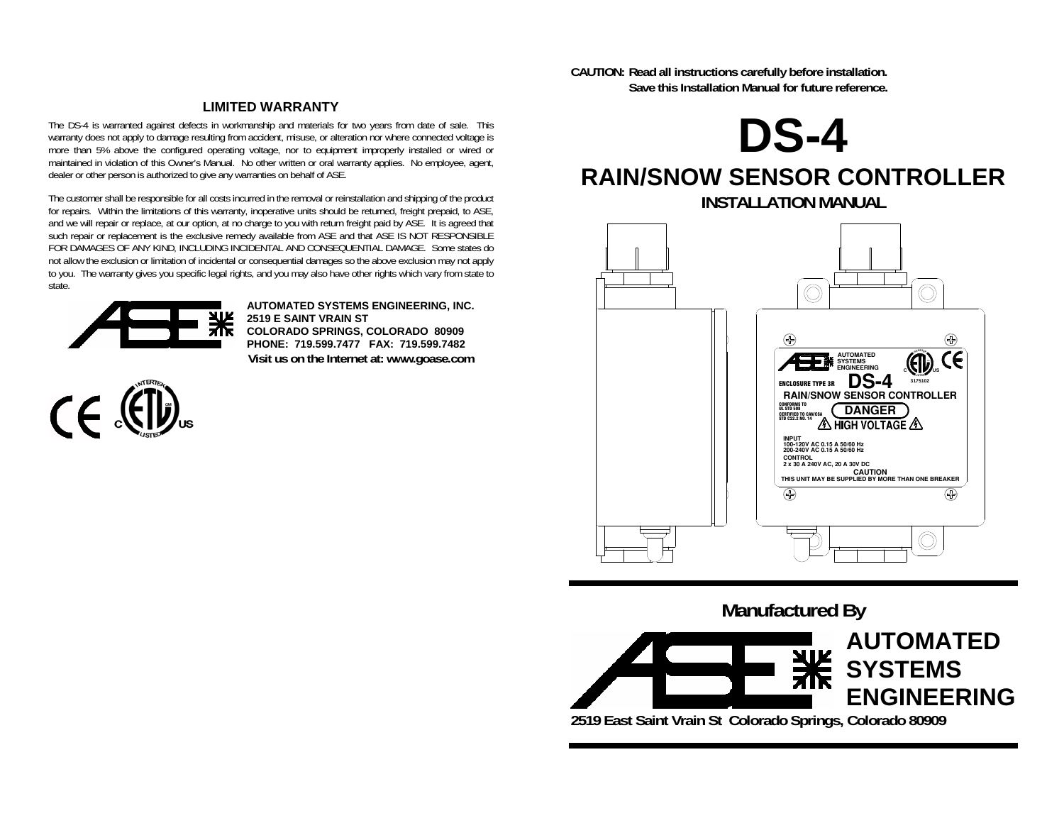## LIMITED WARRANTY

The DS-4 is warranted against defects in workmanship and materials for two years from date of sale. This warranty does not apply to damage resulting from accident, misuse, or alteration nor where connected voltage is more than 5% above the configured operating voltage, nor to equipment improperly installed or wired or maintained in violation of this Owner's Manual. No other written or oral warranty applies. No employee, agent, dealer or other person is authorized to give any warranties on behalf of ASE.

The customer shall be responsible for all costs incurred in the removal or reinstallation and shipping of the product for repairs. Within the limitations of this warranty, inoperative units should be returned, freight prepaid, to ASE, and we will repair or replace, at our option, at no charge to you with return freight paid by ASE. It is agreed that such repair or replacement is the exclusive remedy available from ASE and that ASE IS NOT RESPONSIBLE FOR DAMAGES OF ANY KIND, INCLUDING INCIDENTAL AND CONSEQUENTIAL DAMAGE. Some states do not allow the exclusion or limitation of incidental or consequential damages so the above exclusion may not apply to you. The warranty gives you specific legal rights, and you may also have other rights which vary from state to state.

**AUTOMATED SYSTEMS ENGINEERING, INC.**
**2519 E SAINT VRAIN ST**
**COLORADO SPRINGS, COLORADO 80909**
**PHONE: 719.599.7477 FAX: 719.599.7482**
**Visit us on the Internet at: www.goase.com**

**CAUTION: Read all instructions carefully before installation.**
**Save this Installation Manual for future reference.**

# DS-4

## RAIN/SNOW SENSOR CONTROLLER

### INSTALLATION MANUAL

AUTOMATED SYSTEMS ENGINEERING

ENCLOSURE TYPE 3R **DS-4** 3175102

**RAIN/SNOW SENSOR CONTROLLER**

CONFORMS TO UL STD 508
CERTIFIED TO CAN/CSA STD C22.2 NO. 14

**DANGER**
**HIGH VOLTAGE**

INPUT
100-120V AC 0.15 A 50/60 Hz
200-240V AC 0.15 A 50/60 Hz
CONTROL
2 x 30 A 240V AC, 20 A 30V DC

**CAUTION**
THIS UNIT MAY BE SUPPLIED BY MORE THAN ONE BREAKER

**Manufactured By**

**AUTOMATED SYSTEMS ENGINEERING**

**2519 East Saint Vrain St Colorado Springs, Colorado 80909**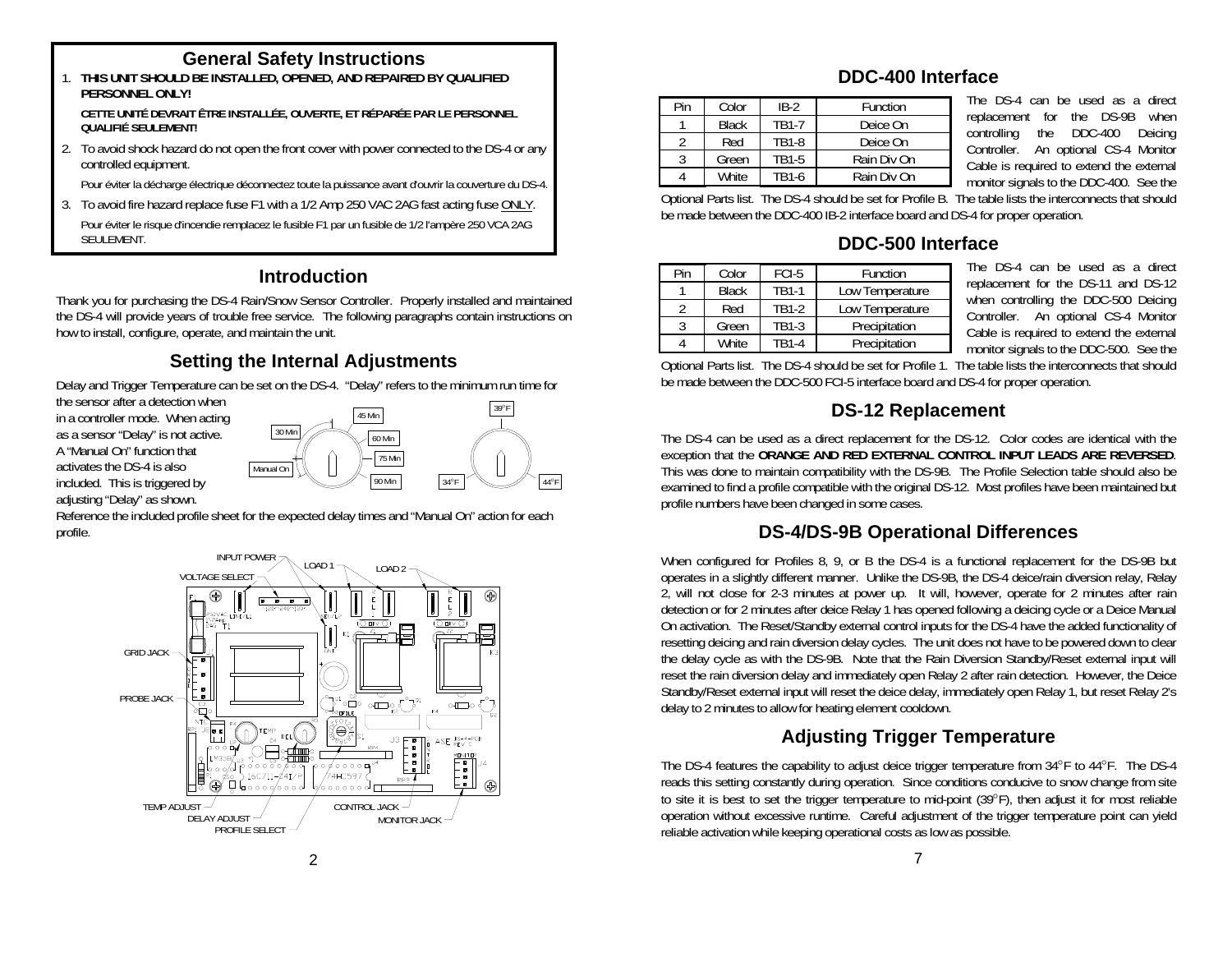## General Safety Instructions

1. **THIS UNIT SHOULD BE INSTALLED, OPENED, AND REPAIRED BY QUALIFIED PERSONNEL ONLY!**

   **CETTE UNITÉ DEVRAIT ÊTRE INSTALLÉE, OUVERTE, ET RÉPARÉE PAR LE PERSONNEL QUALIFIÉ SEULEMENT!**

2. To avoid shock hazard do not open the front cover with power connected to the DS-4 or any controlled equipment.

   Pour éviter la décharge électrique déconnectez toute la puissance avant d'ouvrir la couverture du DS-4.

3. To avoid fire hazard replace fuse F1 with a 1/2 Amp 250 VAC 2AG fast acting fuse ONLY.

   Pour éviter le risque d'incendie remplacez le fusible F1 par un fusible de 1/2 l'ampère 250 VCA 2AG SEULEMENT.

## Introduction

Thank you for purchasing the DS-4 Rain/Snow Sensor Controller. Properly installed and maintained the DS-4 will provide years of trouble free service. The following paragraphs contain instructions on how to install, configure, operate, and maintain the unit.

## Setting the Internal Adjustments

Delay and Trigger Temperature can be set on the DS-4. "Delay" refers to the minimum run time for the sensor after a detection when in a controller mode. When acting as a sensor "Delay" is not active. A "Manual On" function that activates the DS-4 is also included. This is triggered by adjusting "Delay" as shown.

Manual On, 30 Min, 45 Min, 60 Min, 75 Min, 90 Min

34°F, 39°F, 44°F

Reference the included profile sheet for the expected delay times and "Manual On" action for each profile.

INPUT POWER, VOLTAGE SELECT, LOAD 1, LOAD 2, GRID JACK, PROBE JACK, TEMP ADJUST, DELAY ADJUST, PROFILE SELECT, CONTROL JACK, MONITOR JACK

## DDC-400 Interface

| Pin | Color | IB-2 | Function |
|---|---|---|---|
| 1 | Black | TB1-7 | Deice On |
| 2 | Red | TB1-8 | Deice On |
| 3 | Green | TB1-5 | Rain Div On |
| 4 | White | TB1-6 | Rain Div On |

The DS-4 can be used as a direct replacement for the DS-9B when controlling the DDC-400 Deicing Controller. An optional CS-4 Monitor Cable is required to extend the external monitor signals to the DDC-400. See the Optional Parts list. The DS-4 should be set for Profile B. The table lists the interconnects that should be made between the DDC-400 IB-2 interface board and DS-4 for proper operation.

## DDC-500 Interface

| Pin | Color | FCI-5 | Function |
|---|---|---|---|
| 1 | Black | TB1-1 | Low Temperature |
| 2 | Red | TB1-2 | Low Temperature |
| 3 | Green | TB1-3 | Precipitation |
| 4 | White | TB1-4 | Precipitation |

The DS-4 can be used as a direct replacement for the DS-11 and DS-12 when controlling the DDC-500 Deicing Controller. An optional CS-4 Monitor Cable is required to extend the external monitor signals to the DDC-500. See the Optional Parts list. The DS-4 should be set for Profile 1. The table lists the interconnects that should be made between the DDC-500 FCI-5 interface board and DS-4 for proper operation.

## DS-12 Replacement

The DS-4 can be used as a direct replacement for the DS-12. Color codes are identical with the exception that the **ORANGE AND RED EXTERNAL CONTROL INPUT LEADS ARE REVERSED**. This was done to maintain compatibility with the DS-9B. The Profile Selection table should also be examined to find a profile compatible with the original DS-12. Most profiles have been maintained but profile numbers have been changed in some cases.

## DS-4/DS-9B Operational Differences

When configured for Profiles 8, 9, or B the DS-4 is a functional replacement for the DS-9B but operates in a slightly different manner. Unlike the DS-9B, the DS-4 deice/rain diversion relay, Relay 2, will not close for 2-3 minutes at power up. It will, however, operate for 2 minutes after rain detection or for 2 minutes after deice Relay 1 has opened following a deicing cycle or a Deice Manual On activation. The Reset/Standby external control inputs for the DS-4 have the added functionality of resetting deicing and rain diversion delay cycles. The unit does not have to be powered down to clear the delay cycle as with the DS-9B. Note that the Rain Diversion Standby/Reset external input will reset the rain diversion delay and immediately open Relay 2 after rain detection. However, the Deice Standby/Reset external input will reset the deice delay, immediately open Relay 1, but reset Relay 2's delay to 2 minutes to allow for heating element cooldown.

## Adjusting Trigger Temperature

The DS-4 features the capability to adjust deice trigger temperature from 34°F to 44°F. The DS-4 reads this setting constantly during operation. Since conditions conducive to snow change from site to site it is best to set the trigger temperature to mid-point (39°F), then adjust it for most reliable operation without excessive runtime. Careful adjustment of the trigger temperature point can yield reliable activation while keeping operational costs as low as possible.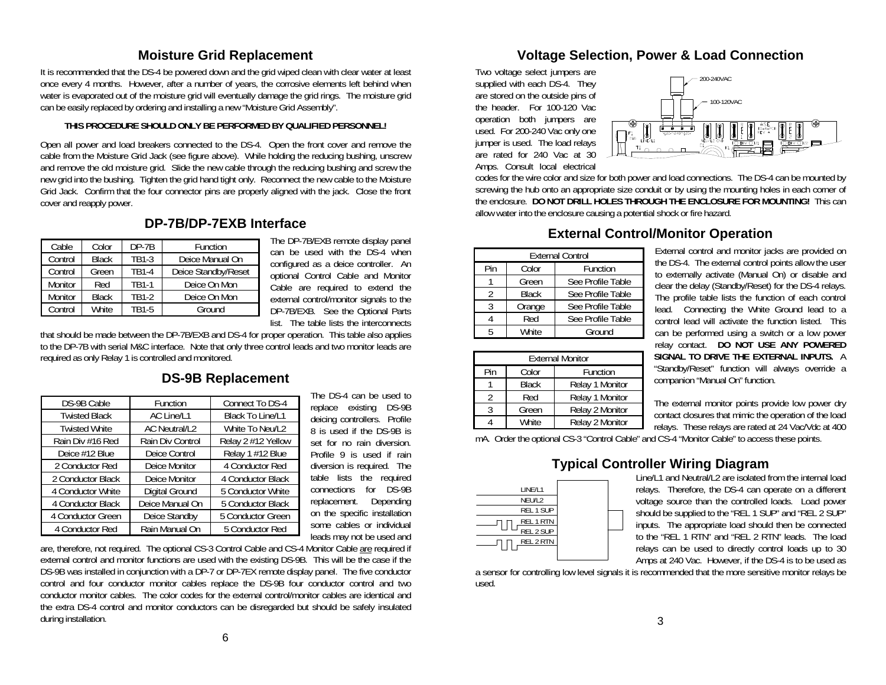## Moisture Grid Replacement

It is recommended that the DS-4 be powered down and the grid wiped clean with clear water at least once every 4 months. However, after a number of years, the corrosive elements left behind when water is evaporated out of the moisture grid will eventually damage the grid rings. The moisture grid can be easily replaced by ordering and installing a new "Moisture Grid Assembly".

**THIS PROCEDURE SHOULD ONLY BE PERFORMED BY QUALIFIED PERSONNEL!**

Open all power and load breakers connected to the DS-4. Open the front cover and remove the cable from the Moisture Grid Jack (see figure above). While holding the reducing bushing, unscrew and remove the old moisture grid. Slide the new cable through the reducing bushing and screw the new grid into the bushing. Tighten the grid hand tight only. Reconnect the new cable to the Moisture Grid Jack. Confirm that the four connector pins are properly aligned with the jack. Close the front cover and reapply power.

## DP-7B/DP-7EXB Interface

| Cable | Color | DP-7B | Function |
|---|---|---|---|
| Control | Black | TB1-3 | Deice Manual On |
| Control | Green | TB1-4 | Deice Standby/Reset |
| Monitor | Red | TB1-1 | Deice On Mon |
| Monitor | Black | TB1-2 | Deice On Mon |
| Control | White | TB1-5 | Ground |

The DP-7B/EXB remote display panel can be used with the DS-4 when configured as a deice controller. An optional Control Cable and Monitor Cable are required to extend the external control/monitor signals to the DP-7B/EXB. See the Optional Parts list. The table lists the interconnects that should be made between the DP-7B/EXB and DS-4 for proper operation. This table also applies to the DP-7B with serial M&C interface. Note that only three control leads and two monitor leads are required as only Relay 1 is controlled and monitored.

## DS-9B Replacement

| DS-9B Cable | Function | Connect To DS-4 |
|---|---|---|
| Twisted Black | AC Line/L1 | Black To Line/L1 |
| Twisted White | AC Neutral/L2 | White To Neu/L2 |
| Rain Div #16 Red | Rain Div Control | Relay 2 #12 Yellow |
| Deice #12 Blue | Deice Control | Relay 1 #12 Blue |
| 2 Conductor Red | Deice Monitor | 4 Conductor Red |
| 2 Conductor Black | Deice Monitor | 4 Conductor Black |
| 4 Conductor White | Digital Ground | 5 Conductor White |
| 4 Conductor Black | Deice Manual On | 5 Conductor Black |
| 4 Conductor Green | Deice Standby | 5 Conductor Green |
| 4 Conductor Red | Rain Manual On | 5 Conductor Red |

The DS-4 can be used to replace existing DS-9B deicing controllers. Profile 8 is used if the DS-9B is set for no rain diversion. Profile 9 is used if rain diversion is required. The table lists the required connections for DS-9B replacement. Depending on the specific installation some cables or individual leads may not be used and are, therefore, not required. The optional CS-3 Control Cable and CS-4 Monitor Cable are required if external control and monitor functions are used with the existing DS-9B. This will be the case if the DS-9B was installed in conjunction with a DP-7 or DP-7EX remote display panel. The five conductor control and four conductor monitor cables replace the DS-9B four conductor control and two conductor monitor cables. The color codes for the external control/monitor cables are identical and the extra DS-4 control and monitor conductors can be disregarded but should be safely insulated during installation.

## Voltage Selection, Power & Load Connection

Two voltage select jumpers are supplied with each DS-4. They are stored on the outside pins of the header. For 100-120 Vac operation both jumpers are used. For 200-240 Vac only one jumper is used. The load relays are rated for 240 Vac at 30 Amps. Consult local electrical codes for the wire color and size for both power and load connections. The DS-4 can be mounted by screwing the hub onto an appropriate size conduit or by using the mounting holes in each corner of the enclosure. **DO NOT DRILL HOLES THROUGH THE ENCLOSURE FOR MOUNTING!** This can allow water into the enclosure causing a potential shock or fire hazard.

200-240VAC

100-120VAC

## External Control/Monitor Operation

| External Control | | |
|---|---|---|
| Pin | Color | Function |
| 1 | Green | See Profile Table |
| 2 | Black | See Profile Table |
| 3 | Orange | See Profile Table |
| 4 | Red | See Profile Table |
| 5 | White | Ground |

| External Monitor | | |
|---|---|---|
| Pin | Color | Function |
| 1 | Black | Relay 1 Monitor |
| 2 | Red | Relay 1 Monitor |
| 3 | Green | Relay 2 Monitor |
| 4 | White | Relay 2 Monitor |

External control and monitor jacks are provided on the DS-4. The external control points allow the user to externally activate (Manual On) or disable and clear the delay (Standby/Reset) for the DS-4 relays. The profile table lists the function of each control lead. Connecting the White Ground lead to a control lead will activate the function listed. This can be performed using a switch or a low power relay contact. **DO NOT USE ANY POWERED SIGNAL TO DRIVE THE EXTERNAL INPUTS.** A "Standby/Reset" function will always override a companion "Manual On" function.

The external monitor points provide low power dry contact closures that mimic the operation of the load relays. These relays are rated at 24 Vac/Vdc at 400 mA. Order the optional CS-3 "Control Cable" and CS-4 "Monitor Cable" to access these points.

## Typical Controller Wiring Diagram

LINE/L1
NEU/L2
REL 1 SUP
REL 1 RTN
REL 2 SUP
REL 2 RTN

Line/L1 and Neutral/L2 are isolated from the internal load relays. Therefore, the DS-4 can operate on a different voltage source than the controlled loads. Load power should be supplied to the "REL 1 SUP" and "REL 2 SUP" inputs. The appropriate load should then be connected to the "REL 1 RTN" and "REL 2 RTN" leads. The load relays can be used to directly control loads up to 30 Amps at 240 Vac. However, if the DS-4 is to be used as a sensor for controlling low level signals it is recommended that the more sensitive monitor relays be used.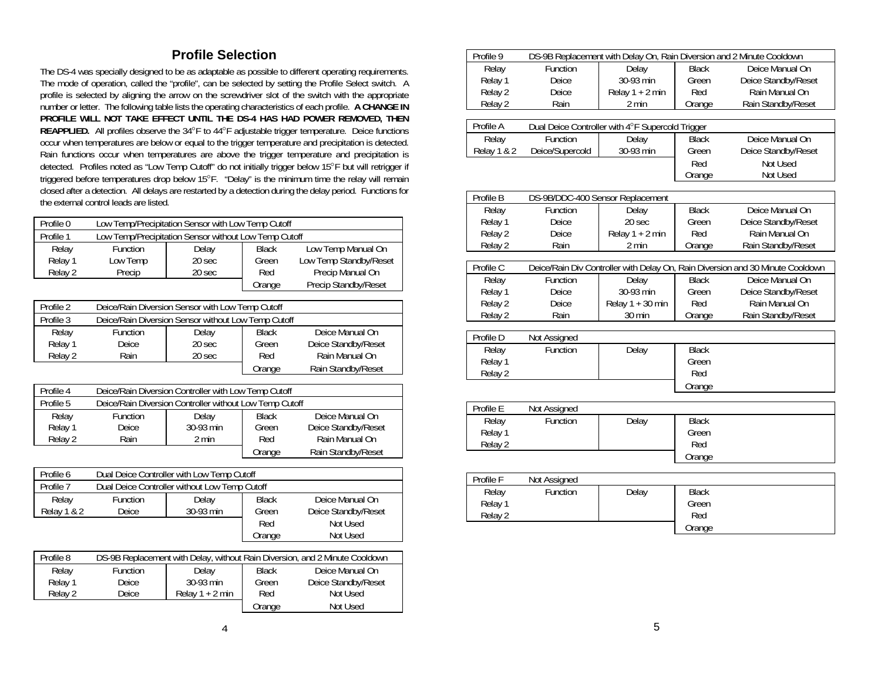## Profile Selection

The DS-4 was specially designed to be as adaptable as possible to different operating requirements. The mode of operation, called the "profile", can be selected by setting the Profile Select switch. A profile is selected by aligning the arrow on the screwdriver slot of the switch with the appropriate number or letter. The following table lists the operating characteristics of each profile. **A CHANGE IN PROFILE WILL NOT TAKE EFFECT UNTIL THE DS-4 HAS HAD POWER REMOVED, THEN REAPPLIED.** All profiles observe the 34°F to 44°F adjustable trigger temperature. Deice functions occur when temperatures are below or equal to the trigger temperature and precipitation is detected. Rain functions occur when temperatures are above the trigger temperature and precipitation is detected. Profiles noted as "Low Temp Cutoff" do not initially trigger below 15°F but will retrigger if triggered before temperatures drop below 15°F. "Delay" is the minimum time the relay will remain closed after a detection. All delays are restarted by a detection during the delay period. Functions for the external control leads are listed.

| Profile 0 | Low Temp/Precipitation Sensor with Low Temp Cutoff | | | |
|---|---|---|---|---|
| Profile 1 | Low Temp/Precipitation Sensor without Low Temp Cutoff | | | |
| Relay | Function | Delay | Black | Low Temp Manual On |
| Relay 1 | Low Temp | 20 sec | Green | Low Temp Standby/Reset |
| Relay 2 | Precip | 20 sec | Red | Precip Manual On |
| | | | Orange | Precip Standby/Reset |

| Profile 2 | Deice/Rain Diversion Sensor with Low Temp Cutoff | | | |
|---|---|---|---|---|
| Profile 3 | Deice/Rain Diversion Sensor without Low Temp Cutoff | | | |
| Relay | Function | Delay | Black | Deice Manual On |
| Relay 1 | Deice | 20 sec | Green | Deice Standby/Reset |
| Relay 2 | Rain | 20 sec | Red | Rain Manual On |
| | | | Orange | Rain Standby/Reset |

| Profile 4 | Deice/Rain Diversion Controller with Low Temp Cutoff | | | |
|---|---|---|---|---|
| Profile 5 | Deice/Rain Diversion Controller without Low Temp Cutoff | | | |
| Relay | Function | Delay | Black | Deice Manual On |
| Relay 1 | Deice | 30-93 min | Green | Deice Standby/Reset |
| Relay 2 | Rain | 2 min | Red | Rain Manual On |
| | | | Orange | Rain Standby/Reset |

| Profile 6 | Dual Deice Controller with Low Temp Cutoff | | | |
|---|---|---|---|---|
| Profile 7 | Dual Deice Controller without Low Temp Cutoff | | | |
| Relay | Function | Delay | Black | Deice Manual On |
| Relay 1 & 2 | Deice | 30-93 min | Green | Deice Standby/Reset |
| | | | Red | Not Used |
| | | | Orange | Not Used |

| Profile 8 | DS-9B Replacement with Delay, without Rain Diversion, and 2 Minute Cooldown | | | |
|---|---|---|---|---|
| Relay | Function | Delay | Black | Deice Manual On |
| Relay 1 | Deice | 30-93 min | Green | Deice Standby/Reset |
| Relay 2 | Deice | Relay 1 + 2 min | Red | Not Used |
| | | | Orange | Not Used |

| Profile 9 | DS-9B Replacement with Delay On, Rain Diversion and 2 Minute Cooldown | | | |
|---|---|---|---|---|
| Relay | Function | Delay | Black | Deice Manual On |
| Relay 1 | Deice | 30-93 min | Green | Deice Standby/Reset |
| Relay 2 | Deice | Relay 1 + 2 min | Red | Rain Manual On |
| Relay 2 | Rain | 2 min | Orange | Rain Standby/Reset |

| Profile A | Dual Deice Controller with 4°F Supercold Trigger | | | |
|---|---|---|---|---|
| Relay | Function | Delay | Black | Deice Manual On |
| Relay 1 & 2 | Deice/Supercold | 30-93 min | Green | Deice Standby/Reset |
| | | | Red | Not Used |
| | | | Orange | Not Used |

| Profile B | DS-9B/DDC-400 Sensor Replacement | | | |
|---|---|---|---|---|
| Relay | Function | Delay | Black | Deice Manual On |
| Relay 1 | Deice | 20 sec | Green | Deice Standby/Reset |
| Relay 2 | Deice | Relay 1 + 2 min | Red | Rain Manual On |
| Relay 2 | Rain | 2 min | Orange | Rain Standby/Reset |

| Profile C | Deice/Rain Div Controller with Delay On, Rain Diversion and 30 Minute Cooldown | | | |
|---|---|---|---|---|
| Relay | Function | Delay | Black | Deice Manual On |
| Relay 1 | Deice | 30-93 min | Green | Deice Standby/Reset |
| Relay 2 | Deice | Relay 1 + 30 min | Red | Rain Manual On |
| Relay 2 | Rain | 30 min | Orange | Rain Standby/Reset |

| Profile D | Not Assigned | | | |
|---|---|---|---|---|
| Relay | Function | Delay | Black | |
| Relay 1 | | | Green | |
| Relay 2 | | | Red | |
| | | | Orange | |

| Profile E | Not Assigned | | | |
|---|---|---|---|---|
| Relay | Function | Delay | Black | |
| Relay 1 | | | Green | |
| Relay 2 | | | Red | |
| | | | Orange | |

| Profile F | Not Assigned | | | |
|---|---|---|---|---|
| Relay | Function | Delay | Black | |
| Relay 1 | | | Green | |
| Relay 2 | | | Red | |
| | | | Orange | |